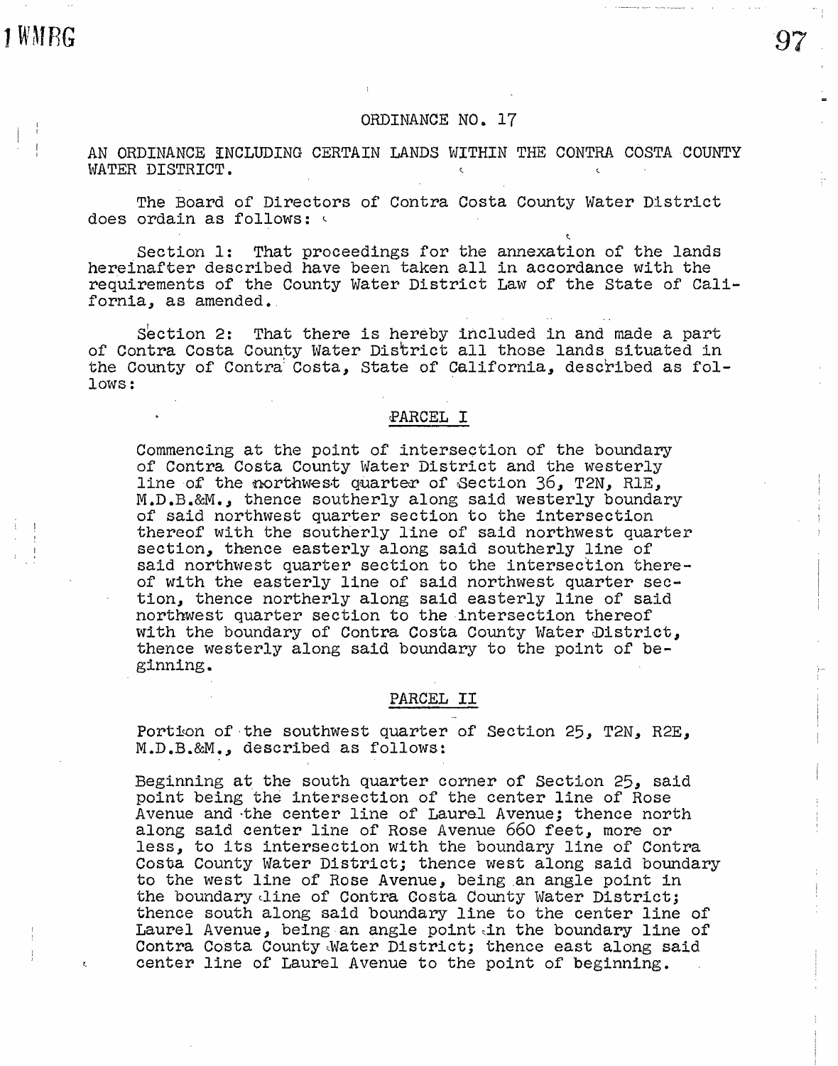# ORDINANCE NO. 17

AN ORDINANCE INCLUDING CERTAIN LANDS WITHIN THE CONTRA COSTA COUNTY WATER DISTRICT.

The Board of Directors of Contra Costa County Water District does ordain as follows:

Section 1: That proceedings for the annexation of the lands hereinafter described have been taken all in accordance with the requirements of the County Water District Law of the State of California, as amended.

Section 2: That there is hereby included in and made a part of Contra Costa County Water District all those lands situated in the County of Contra Costa, State of California, described as follows:

## PARCEL I

Commencing at the point of intersection of the boundary of Contra Costa County Water District and the westerly line of the northwest quarter of Section 36, T2N, R1E, M.D.B.&M., thence southerly along said westerly boundary of said northwest quarter section to the intersection thereof with the southerly line of said northwest quarter section, thence easterly along said southerly line of said northwest quarter section to the intersection thereof with the easterly line of said northwest quarter section, thence northerly along said easterly line of said northwest quarter section to the intersection thereof with the boundary of Contra Costa County Water District, thence westerly along said boundary to the point of beginning.

## PARCEL II

Portion of the southwest quarter of Section 25, T2N, R2E, M.D.B.&M., described as follows:

Beginning at the south quarter corner of Section 25, said point being the intersection of the center line of Rose Avenue and the center line of Laurel Avenue; thence north along said center line of Rose Avenue 660 feet, more or less, to its intersection with the boundary line of Contra Costa County Water District; thence west along said boundary to the west line of Rose Avenue, being an angle point in the boundary line of Contra Costa County Water District; thence south along said boundary line to the center line of Laurel Avenue, being an angle point in the boundary line of Contra Costa County Water District; thence east along said center line of Laurel Avenue to the point of beginning.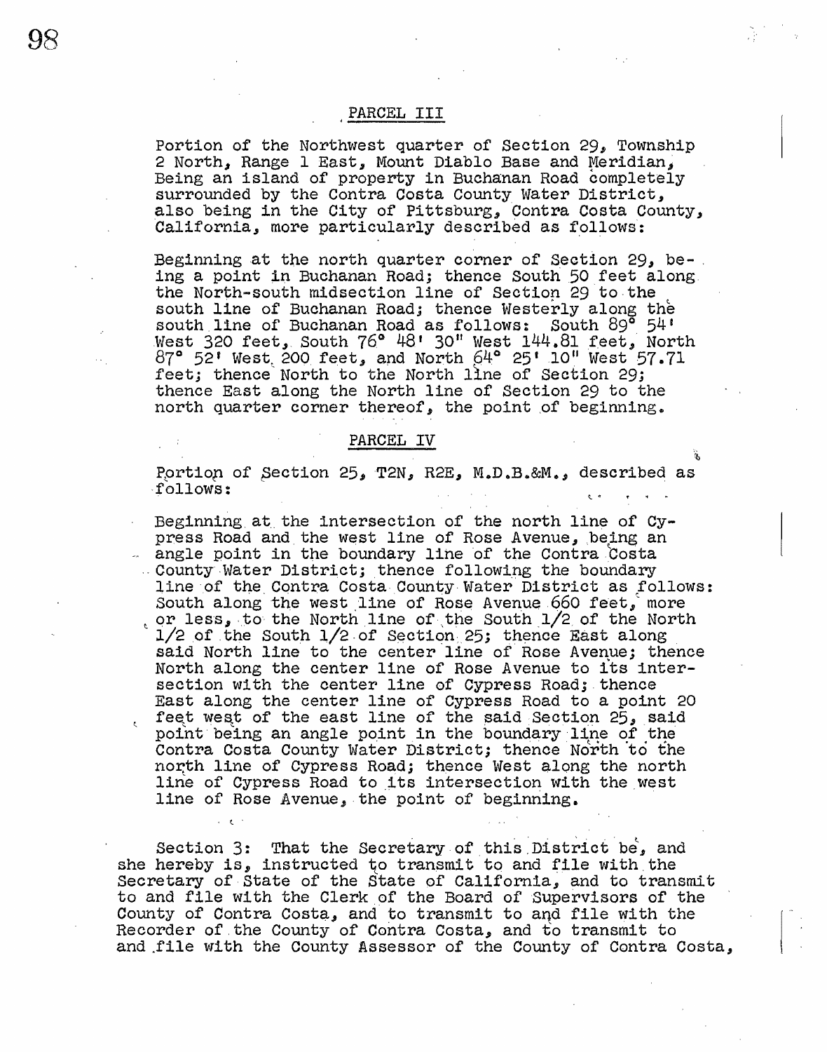PARCEL III

Portion of the Northwest quarter of Section 29, Township 2 North, Range 1 East, Mount Diablo Base and Meridian, Being an island of property in Buchanan Road completely surrounded by the Contra Costa County Water District, also being in the City of Pittsburg, Contra Costa County, California, more particularly described as follows:

Beginning at the north quarter corner of Section 29, being a point in Buchanan Road; thence South 50 feet along the North-south midsection line of Section 29 to the south line of Buchanan Road; thence Westerly along the south line of Buchanan Road as follows: South 89° 54' West 320 feet, South 76° 48' 30" West 144.81 feet, North 87° 52' West 200 feet, and North 64° 25' 10" West 57.71 feet; thence North to the North line of Section 29; thence East along the North line of Section 29 to the north quarter corner thereof, the point of beginning.

PARCEL IV

Portion of Section 25, T2N, R2E, M.D.B.&M., described as follows:

Beginning at the intersection of the north line of Cypress Road and the west line of Rose Avenue, being an angle point in the boundary line of the Contra Costa County Water District; thence following the boundary line of the Contra Costa County Water District as follows: South along the west line of Rose Avenue 660 feet, more or less, to the North line of the South 1/2 of the North 1/2 of the South 1/2 of Section 25; thence East along said North line to the center line of Rose Avenue; thence North along the center line of Rose Avenue to its intersection with the center line of Cypress Road; thence East along the center line of Cypress Road to a point 20 feet west of the east line of the said Section 25, said point being an angle point in the boundary line of the Contra Costa County Water District; thence North to the north line of Cypress Road; thence West along the north line of Cypress Road to its intersection with the west line of Rose Avenue, the point of beginning.

Section 3: That the Secretary of this District be, and she hereby is, instructed to transmit to and file with the Secretary of State of the State of California, and to transmit to and file with the Clerk of the Board of Supervisors of the County of Contra Costa, and to transmit to and file with the Recorder of the County of Contra Costa, and to transmit to and file with the County Assessor of the County of Contra Costa,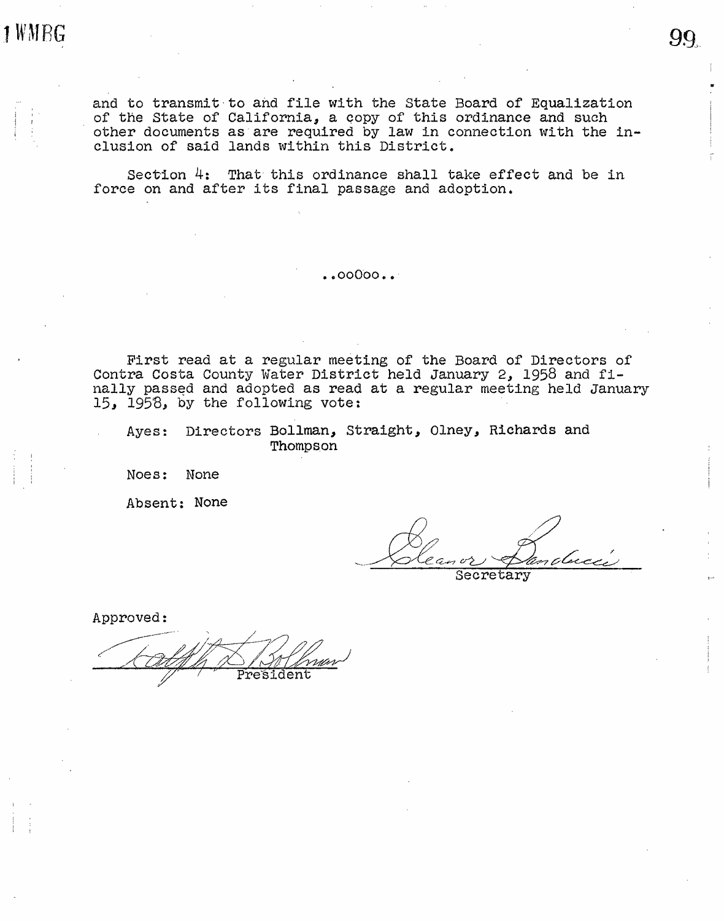and to transmit to and file with the State Board of Equalization of the State of California, a copy of this ordinance and such other documents as are required by law in connection with the inclusion of said lands within this District.

Section 4: That this ordinance shall take effect and be in force on and after its final passage and adoption.

..ooOoo..

First read at a regular meeting of the Board of Directors of Contra Costa County Water District held January 2, 1958 and finally passed and adopted as read at a regular meeting held January 15, 1958, by the following vote:

Ayes: Directors Bollman, Straight, Olney, Richards and Thompson

Noes: None

Absent: None

Eleanor Banducci
Secretary

Approved:

Ralph D. Bollman
President